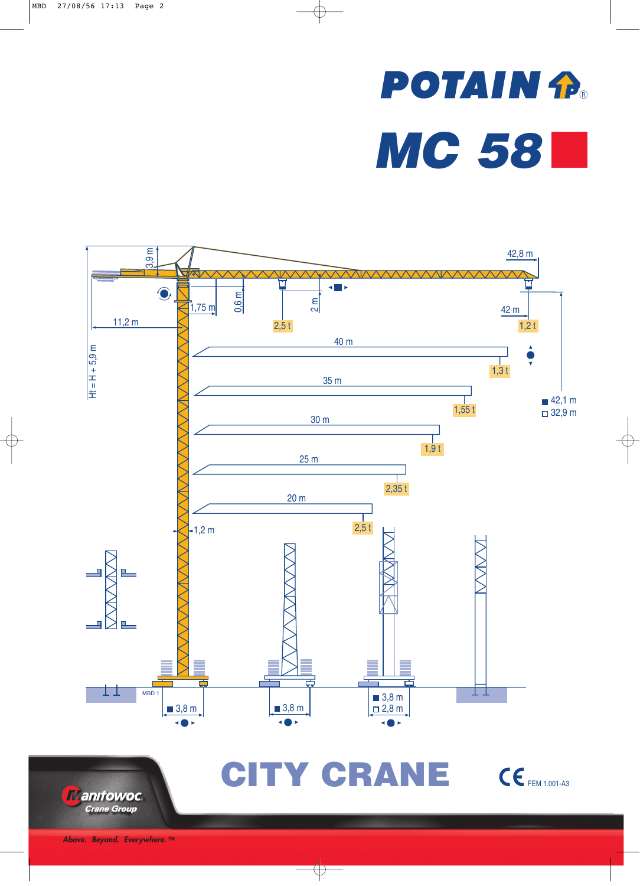# POTAIN

# MC 58

42,8 m

3,9 m

0,6 m

2 m

1,75 m

11,2 m

2,5 t

42 m

1,2 t

Ht = H + 5,9 m

40 m — 1,3 t

35 m — 1,55 t

30 m — 1,9 t

25 m — 2,35 t

20 m — 2,5 t

■ 42,1 m
□ 32,9 m

1,2 m

MBD 1

■ 3,8 m

■ 3,8 m

■ 3,8 m
□ 2,8 m

# CITY CRANE

CE FEM 1.001-A3

Manitowoc Crane Group

*Above. Beyond. Everywhere.™*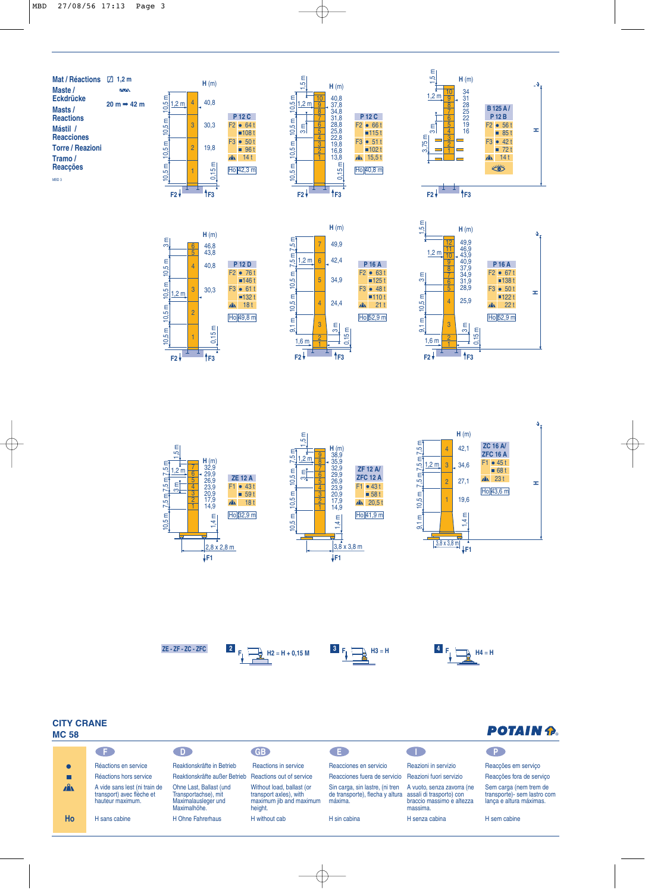**Mat / Réactions**
**Maste / Eckdrücke**
**Masts / Reactions**
**Mástil / Reacciones**
**Torre / Reazioni**
**Tramo / Reacções**

1,2 m

20 m ➡ 42 m

| | F2 ● | F2 ■ | F3 ● | F3 ■ | Ballast-free | Ho |
|---|---|---|---|---|---|---|
| P 12 C (H: 40,8 / 30,3 / 19,8) | 64 t | 108 t | 50 t | 96 t | 14 t | 42,3 m |
| P 12 C (H: 40,8 / 37,8 / 34,8 / 31,8 / 28,8 / 25,8 / 22,8 / 19,8 / 16,8 / 13,8) | 66 t | 115 t | 51 t | 102 t | 15,5 t | 40,8 m |
| B 125 A / P 12 B (H: 34 / 31 / 28 / 25 / 22 / 19 / 16) | 56 t | 85 t | 42 t | 72 t | 14 t | |
| P 12 D (H: 46,8 / 43,8 / 40,8 / 30,3) | 76 t | 146 t | 61 t | 132 t | 18 t | 49,8 m |
| P 16 A (H: 49,9 / 42,4 / 34,9 / 24,4) | 63 t | 125 t | 48 t | 110 t | 21 t | 52,9 m |
| P 16 A (H: 49,9 / 46,9 / 43,9 / 40,9 / 37,9 / 34,9 / 31,9 / 28,9 / 25,9) | 67 t | 138 t | 50 t | 122 t | 22 t | 52,9 m |

| | F1 ● | F1 ■ | Ballast-free | Ho |
|---|---|---|---|---|
| ZE 12 A (H: 32,9 / 29,9 / 26,9 / 23,9 / 20,9 / 17,9 / 14,9; 2,8 x 2,8 m) | 43 t | 59 t | 18 t | 32,9 m |
| ZF 12 A / ZFC 12 A (H: 38,9 / 35,9 / 32,9 / 29,9 / 26,9 / 23,9 / 20,9 / 17,9 / 14,9; 3,8 x 3,8 m) | 43 t | 58 t | 20,5 t | 41,9 m |
| ZC 16 A / ZFC 16 A (H: 42,1 / 34,6 / 27,1 / 19,6; 3,8 x 3,8 m) | 45 t | 68 t | 23 t | 43,6 m |

ZE - ZF - ZC - ZFC

2 — H2 = H + 0,15 M
3 — H3 = H
4 — H4 = H

## CITY CRANE MC 58

**POTAIN**

| | F | D | GB | E | I | P |
|---|---|---|---|---|---|---|
| ● | Réactions en service | Reaktionskräfte in Betrieb | Reactions in service | Reacciones en servicio | Reazioni in servizio | Reacções em serviço |
| ■ | Réactions hors service | Reaktionskräfte außer Betrieb | Reactions out of service | Reacciones fuera de servicio | Reazioni fuori servizio | Reacções fora de serviço |
| ⛰ | A vide sans lest (ni train de transport) avec flèche et hauteur maximum. | Ohne Last, Ballast (und Transportachse), mit Maximalausleger und Maximalhöhe. | Without load, ballast (or transport axles), with maximum jib and maximum height. | Sin carga, sin lastre, (ni tren de transporte), flecha y altura máxima. | A vuoto, senza zavorra (ne assali di trasporto) con braccio massimo e altezza massima. | Sem carga (nem trem de transporte)- sem lastro com lança e altura máximas. |
| Ho | H sans cabine | H Ohne Fahrerhaus | H without cab | H sin cabina | H senza cabina | H sem cabine |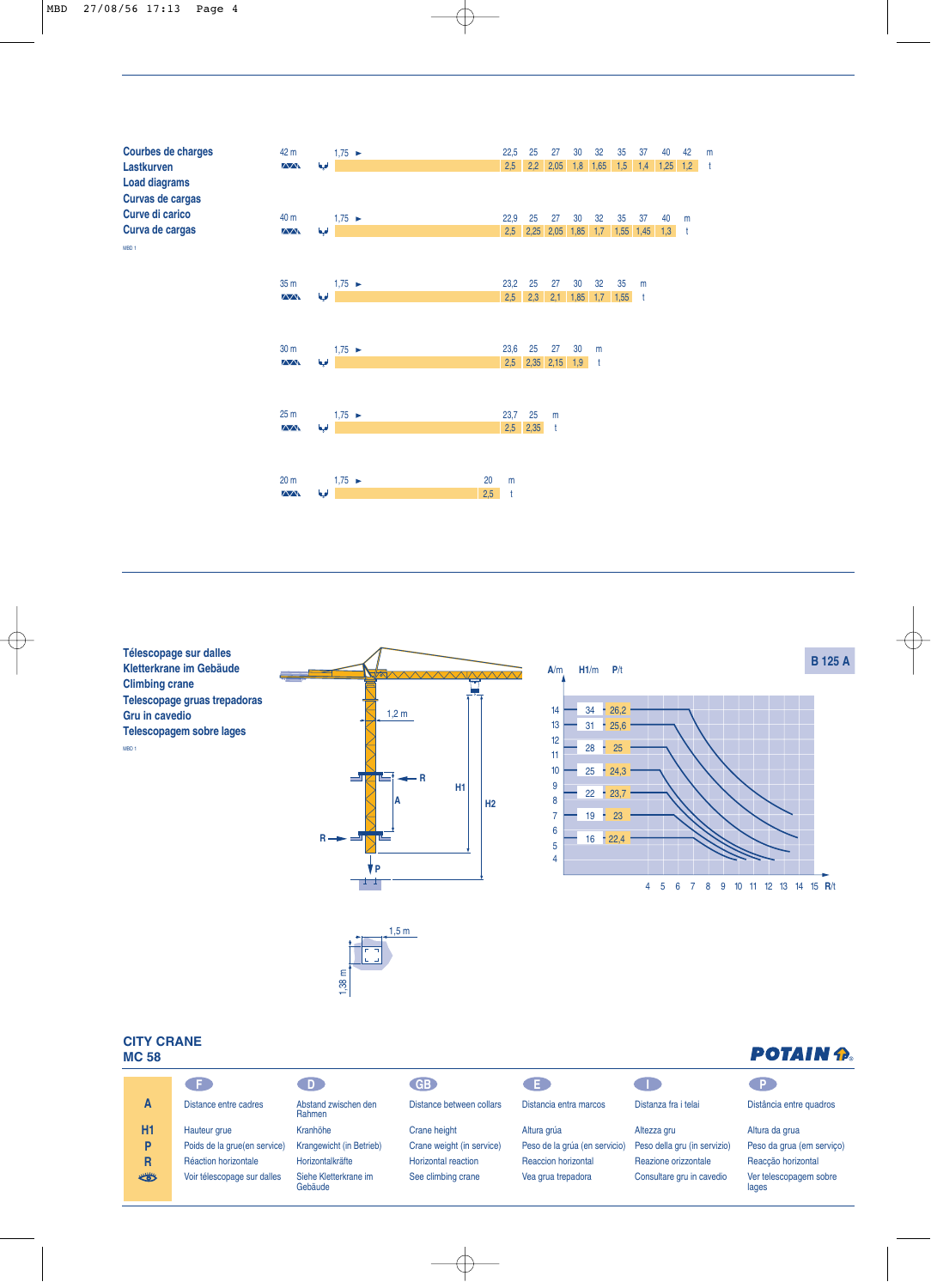Courbes de charges
Lastkurven
Load diagrams
Curvas de cargas
Curve di carico
Curva de cargas

MBD 1

**42 m**

| m | 1,75 | 22,5 | 25 | 27 | 30 | 32 | 35 | 37 | 40 | 42 |
|---|---|---|---|---|---|---|---|---|---|---|
| t | | 2,5 | 2,2 | 2,05 | 1,8 | 1,65 | 1,5 | 1,4 | 1,25 | 1,2 |

**40 m**

| m | 1,75 | 22,9 | 25 | 27 | 30 | 32 | 35 | 37 | 40 |
|---|---|---|---|---|---|---|---|---|---|
| t | | 2,5 | 2,25 | 2,05 | 1,85 | 1,7 | 1,55 | 1,45 | 1,3 |

**35 m**

| m | 1,75 | 23,2 | 25 | 27 | 30 | 32 | 35 |
|---|---|---|---|---|---|---|---|
| t | | 2,5 | 2,3 | 2,1 | 1,85 | 1,7 | 1,55 |

**30 m**

| m | 1,75 | 23,6 | 25 | 27 | 30 |
|---|---|---|---|---|---|
| t | | 2,5 | 2,35 | 2,15 | 1,9 |

**25 m**

| m | 1,75 | 23,7 | 25 |
|---|---|---|---|
| t | | 2,5 | 2,35 |

**20 m**

| m | 1,75 | 20 |
|---|---|---|
| t | | 2,5 |

Télescopage sur dalles
Kletterkrane im Gebäude
Climbing crane
Telescopage gruas trepadoras
Gru in cavedio
Telescopagem sobre lages

MBD 1

**B 125 A**

| A/m | H1/m | P/t |
|---|---|---|
| 14 | 34 | 26,2 |
| 13 | 31 | 25,6 |
| 11 | 28 | 25 |
| 10 | 25 | 24,3 |
| 8 | 22 | 23,7 |
| 7 | 19 | 23 |
| 5 | 16 | 22,4 |

R/t: 4 5 6 7 8 9 10 11 12 13 14 15

1,2 m — 1,5 m — 1,38 m

## CITY CRANE
## MC 58

POTAIN

| | F | D | GB | E | I | P |
|---|---|---|---|---|---|---|
| A | Distance entre cadres | Abstand zwischen den Rahmen | Distance between collars | Distancia entra marcos | Distanza fra i telai | Distância entre quadros |
| H1 | Hauteur grue | Kranhöhe | Crane height | Altura grúa | Altezza gru | Altura da grua |
| P | Poids de la grue(en service) | Krangewicht (in Betrieb) | Crane weight (in service) | Peso de la grúa (en servicio) | Peso della gru (in servizio) | Peso da grua (em serviço) |
| R | Réaction horizontale | Horizontalkräfte | Horizontal reaction | Reaccion horizontal | Reazione orizzontale | Reacção horizontal |
| (voir) | Voir télescopage sur dalles | Siehe Kletterkrane im Gebäude | See climbing crane | Vea grua trepadora | Consultare gru in cavedio | Ver telescopagem sobre lages |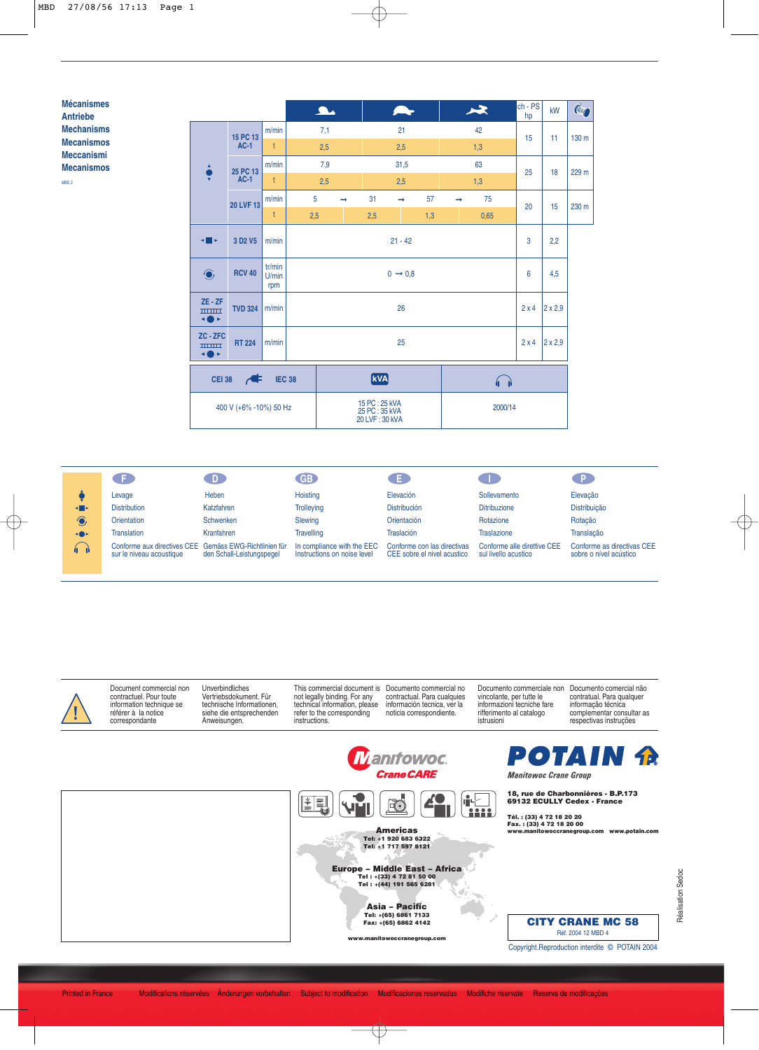Mécanismes
Antriebe
Mechanisms
Mecanismos
Meccanismi
Mecanismos

MBD 2

| | | | | | | | ch - PS hp | kW | |
|---|---|---|---|---|---|---|---|---|---|
| Levage | 15 PC 13 AC-1 | m/min | 7,1 | 21 | 42 | | 15 | 11 | 130 m |
| | | t | 2,5 | 2,5 | 1,3 | | | | |
| | 25 PC 13 AC-1 | m/min | 7,9 | 31,5 | 63 | | 25 | 18 | 229 m |
| | | t | 2,5 | 2,5 | 1,3 | | | | |
| | 20 LVF 13 | m/min | 5 → | 31 → | 57 → | 75 | 20 | 15 | 230 m |
| | | t | 2,5 | 2,5 | 1,3 | 0,65 | | | |
| Distribution | 3 D2 V5 | m/min | 21 - 42 | | | | 3 | 2,2 | |
| Orientation | RCV 40 | tr/min U/min rpm | 0 → 0,8 | | | | 6 | 4,5 | |
| ZE - ZF | TVD 324 | m/min | 26 | | | | 2 x 4 | 2 x 2,9 | |
| ZC - ZFC | RT 224 | m/min | 25 | | | | 2 x 4 | 2 x 2,9 | |

| CEI 38 / IEC 38 | kVA | |
|---|---|---|
| 400 V (+6% -10%) 50 Hz | 15 PC : 25 kVA<br>25 PC : 35 kVA<br>20 LVF : 30 kVA | 2000/14 |

| F | D | GB | E | I | P |
|---|---|---|---|---|---|
| Levage | Heben | Hoisting | Elevación | Sollevamento | Elevação |
| Distribution | Katzfahren | Trolleying | Distribución | Ditribuzione | Distribuição |
| Orientation | Schwenken | Slewing | Orientación | Rotazione | Rotação |
| Translation | Kranfahren | Travelling | Traslación | Traslazione | Translação |
| Conforme aux directives CEE sur le niveau acoustique | Gemäss EWG-Richtlinien für den Schall-Leistungspegel | In compliance with the EEC Instructions on noise level | Conforme con las directivas CEE sobre el nivel acustico | Conforme alle direttive CEE sul livello acustico | Conforme as directivas CEE sobre o nível acústico |

Document commercial non contractuel. Pour toute information technique se référer à la notice correspondante

Unverbindliches Vertriebsdokument. Für technische Informationen, siehe die entsprechenden Anweisungen.

This commercial document is not legally binding. For any technical information, please refer to the corresponding instructions.

Documento commercial no contractual. Para cualquier información tecnica, ver la noticia correspondiente.

Documento commerciale non vincolante, per tutte le informazioni tecniche fare rifferimento al catalogo istrusioni

Documento comercial não contratual. Para qualquer informação técnica complementar consultar as respectivas instruções

Manitowoc Crane CARE

**Americas**
Tel: +1 920 683 6322
Tel: +1 717 597 8121

**Europe – Middle East – Africa**
Tel : +(33) 4 72 81 50 00
Tel : +(44) 191 565 6281

**Asia – Pacific**
Tel: +(65) 6861 7133
Fax: +(65) 6862 4142

www.manitowoccranegroup.com

**POTAIN**
Manitowoc Crane Group

18, rue de Charbonnières - B.P.173
69132 ECULLY Cedex - France

Tél. : (33) 4 72 18 20 20
Fax. : (33) 4 72 18 20 00
www.manitowoccranegroup.com www.potain.com

**CITY CRANE MC 58**
Réf. 2004 12 MBD 4

Copyright.Reproduction interdite © POTAIN 2004

Réalisation Sedoc

Printed in France Modifications réservées Änderungen vorbehalten Subject to modification Modificaciones reservadas Modifiche riservate Reserva de modificações